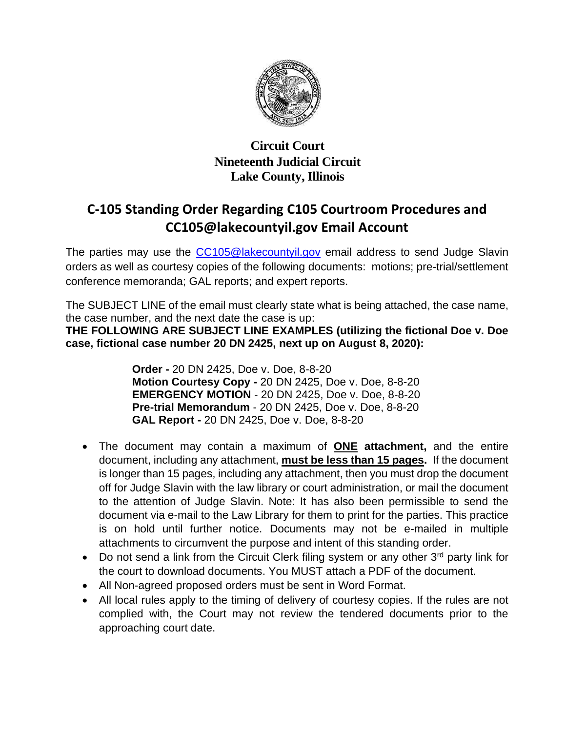**Circuit Court**
**Nineteenth Judicial Circuit**
**Lake County, Illinois**

# C-105 Standing Order Regarding C105 Courtroom Procedures and CC105@lakecountyil.gov Email Account

The parties may use the CC105@lakecountyil.gov email address to send Judge Slavin orders as well as courtesy copies of the following documents: motions; pre-trial/settlement conference memoranda; GAL reports; and expert reports.

The SUBJECT LINE of the email must clearly state what is being attached, the case name, the case number, and the next date the case is up:

**THE FOLLOWING ARE SUBJECT LINE EXAMPLES (utilizing the fictional Doe v. Doe case, fictional case number 20 DN 2425, next up on August 8, 2020):**

> **Order -** 20 DN 2425, Doe v. Doe, 8-8-20
> **Motion Courtesy Copy -** 20 DN 2425, Doe v. Doe, 8-8-20
> **EMERGENCY MOTION** - 20 DN 2425, Doe v. Doe, 8-8-20
> **Pre-trial Memorandum** - 20 DN 2425, Doe v. Doe, 8-8-20
> **GAL Report -** 20 DN 2425, Doe v. Doe, 8-8-20

- The document may contain a maximum of **ONE attachment,** and the entire document, including any attachment, **must be less than 15 pages.** If the document is longer than 15 pages, including any attachment, then you must drop the document off for Judge Slavin with the law library or court administration, or mail the document to the attention of Judge Slavin. Note: It has also been permissible to send the document via e-mail to the Law Library for them to print for the parties. This practice is on hold until further notice. Documents may not be e-mailed in multiple attachments to circumvent the purpose and intent of this standing order.
- Do not send a link from the Circuit Clerk filing system or any other 3rd party link for the court to download documents. You MUST attach a PDF of the document.
- All Non-agreed proposed orders must be sent in Word Format.
- All local rules apply to the timing of delivery of courtesy copies. If the rules are not complied with, the Court may not review the tendered documents prior to the approaching court date.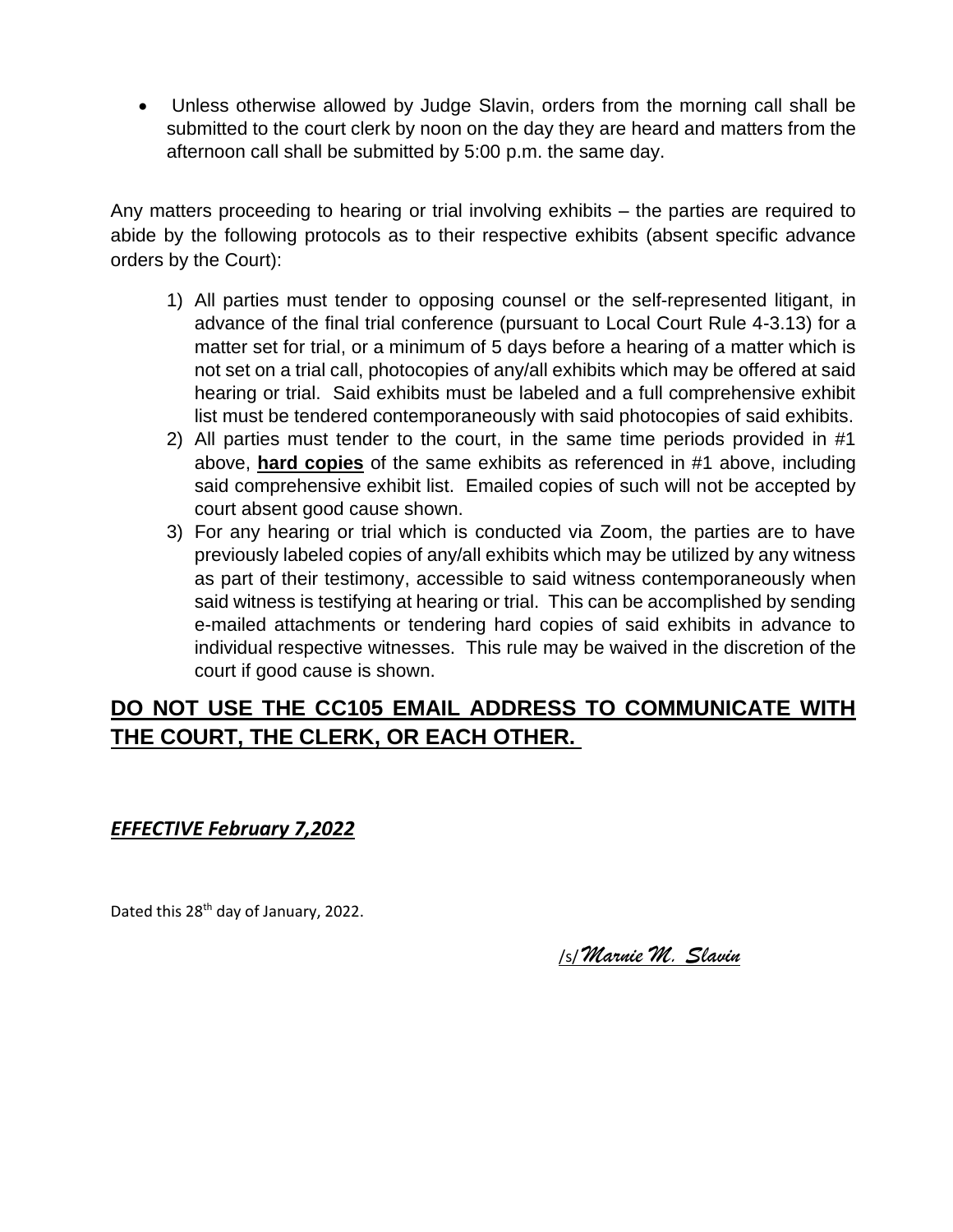- Unless otherwise allowed by Judge Slavin, orders from the morning call shall be submitted to the court clerk by noon on the day they are heard and matters from the afternoon call shall be submitted by 5:00 p.m. the same day.

Any matters proceeding to hearing or trial involving exhibits – the parties are required to abide by the following protocols as to their respective exhibits (absent specific advance orders by the Court):

1) All parties must tender to opposing counsel or the self-represented litigant, in advance of the final trial conference (pursuant to Local Court Rule 4-3.13) for a matter set for trial, or a minimum of 5 days before a hearing of a matter which is not set on a trial call, photocopies of any/all exhibits which may be offered at said hearing or trial. Said exhibits must be labeled and a full comprehensive exhibit list must be tendered contemporaneously with said photocopies of said exhibits.
2) All parties must tender to the court, in the same time periods provided in #1 above, **hard copies** of the same exhibits as referenced in #1 above, including said comprehensive exhibit list. Emailed copies of such will not be accepted by court absent good cause shown.
3) For any hearing or trial which is conducted via Zoom, the parties are to have previously labeled copies of any/all exhibits which may be utilized by any witness as part of their testimony, accessible to said witness contemporaneously when said witness is testifying at hearing or trial. This can be accomplished by sending e-mailed attachments or tendering hard copies of said exhibits in advance to individual respective witnesses. This rule may be waived in the discretion of the court if good cause is shown.

**DO NOT USE THE CC105 EMAIL ADDRESS TO COMMUNICATE WITH THE COURT, THE CLERK, OR EACH OTHER.**

***EFFECTIVE February 7,2022***

Dated this 28th day of January, 2022.

/s/*Marnie M. Slavin*